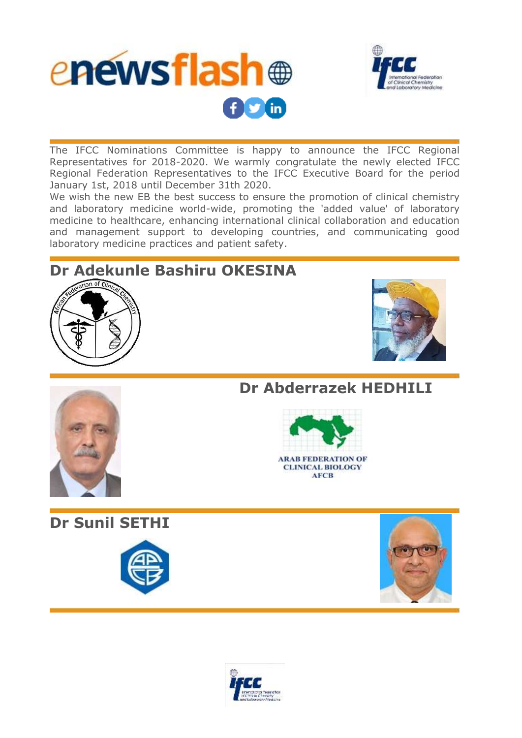# enewsflash

The IFCC Nominations Committee is happy to announce the IFCC Regional Representatives for 2018-2020. We warmly congratulate the newly elected IFCC Regional Federation Representatives to the IFCC Executive Board for the period January 1st, 2018 until December 31th 2020.

We wish the new EB the best success to ensure the promotion of clinical chemistry and laboratory medicine world-wide, promoting the 'added value' of laboratory medicine to healthcare, enhancing international clinical collaboration and education and management support to developing countries, and communicating good laboratory medicine practices and patient safety.

## Dr Adekunle Bashiru OKESINA

African Federation of Clinical Chemistry

## Dr Abderrazek HEDHILI

ARAB FEDERATION OF CLINICAL BIOLOGY AFCB

## Dr Sunil SETHI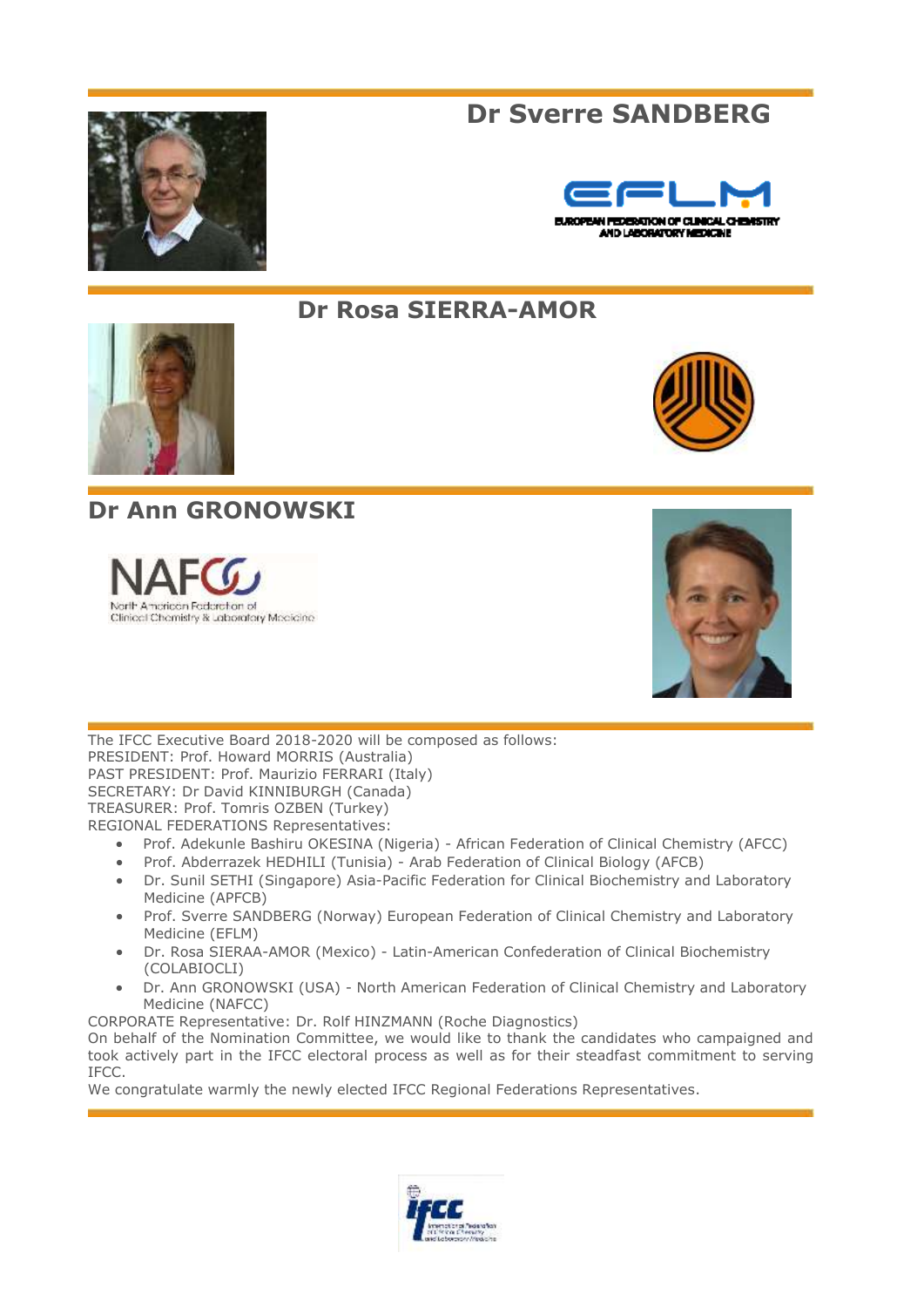## Dr Sverre SANDBERG

EFLM
EUROPEAN FEDERATION OF CLINICAL CHEMISTRY AND LABORATORY MEDICINE

## Dr Rosa SIERRA-AMOR

## Dr Ann GRONOWSKI

NAFCC
North American Federation of Clinical Chemistry & Laboratory Medicine

The IFCC Executive Board 2018-2020 will be composed as follows:
PRESIDENT: Prof. Howard MORRIS (Australia)
PAST PRESIDENT: Prof. Maurizio FERRARI (Italy)
SECRETARY: Dr David KINNIBURGH (Canada)
TREASURER: Prof. Tomris OZBEN (Turkey)
REGIONAL FEDERATIONS Representatives:

- Prof. Adekunle Bashiru OKESINA (Nigeria) - African Federation of Clinical Chemistry (AFCC)
- Prof. Abderrazek HEDHILI (Tunisia) - Arab Federation of Clinical Biology (AFCB)
- Dr. Sunil SETHI (Singapore) Asia-Pacific Federation for Clinical Biochemistry and Laboratory Medicine (APFCB)
- Prof. Sverre SANDBERG (Norway) European Federation of Clinical Chemistry and Laboratory Medicine (EFLM)
- Dr. Rosa SIERAA-AMOR (Mexico) - Latin-American Confederation of Clinical Biochemistry (COLABIOCLI)
- Dr. Ann GRONOWSKI (USA) - North American Federation of Clinical Chemistry and Laboratory Medicine (NAFCC)

CORPORATE Representative: Dr. Rolf HINZMANN (Roche Diagnostics)
On behalf of the Nomination Committee, we would like to thank the candidates who campaigned and took actively part in the IFCC electoral process as well as for their steadfast commitment to serving IFCC.
We congratulate warmly the newly elected IFCC Regional Federations Representatives.

IFCC
International Federation of Clinical Chemistry and Laboratory Medicine